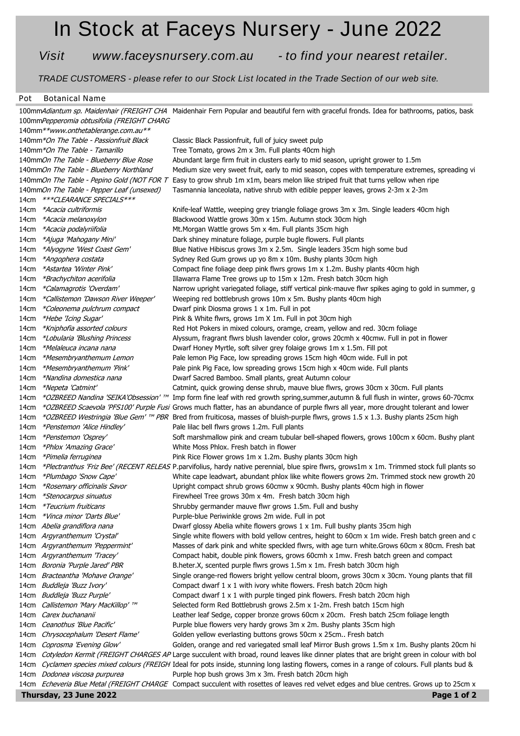# In Stock at Faceys Nursery - June 2022

*Visit www.faceysnursery.com.au - to find your nearest retailer.*

*TRADE CUSTOMERS - please refer to our Stock List located in the Trade Section of our web site.*

| Pot | Botanical Name | |
|---|---|---|
| 100mm | *Adiantum sp. Maidenhair (FREIGHT CHA* | Maidenhair Fern Popular and beautiful fern with graceful fronds. Idea for bathrooms, patios, bask |
| 100mm | *Pepperomia obtusifolia (FREIGHT CHARG* | |
| 140mm | *\*\*www.onthetablerange.com.au\*\** | |
| 140mm | *\*On The Table - Passionfruit Black* | Classic Black Passionfruit, full of juicy sweet pulp |
| 140mm | *\*On The Table - Tamarillo* | Tree Tomato, grows 2m x 3m. Full plants 40cm high |
| 140mm | *On The Table - Blueberry Blue Rose* | Abundant large firm fruit in clusters early to mid season, upright grower to 1.5m |
| 140mm | *On The Table - Blueberry Northland* | Medium size very sweet fruit, early to mid season, copes with temperature extremes, spreading vi |
| 140mm | *On The Table - Pepino Gold (NOT FOR T* | Easy to grow shrub 1m x1m, bears melon like striped fruit that turns yellow when ripe |
| 140mm | *On The Table - Pepper Leaf (unsexed)* | Tasmannia lanceolata, native shrub with edible pepper leaves, grows 2-3m x 2-3m |
| 14cm | *\*\*\*CLEARANCE SPECIALS\*\*\** | |
| 14cm | *\*Acacia cultriformis* | Knife-leaf Wattle, weeping grey triangle foliage grows 3m x 3m. Single leaders 40cm high |
| 14cm | *\*Acacia melanoxylon* | Blackwood Wattle grows 30m x 15m. Autumn stock 30cm high |
| 14cm | *\*Acacia podalyriifolia* | Mt.Morgan Wattle grows 5m x 4m. Full plants 35cm high |
| 14cm | *\*Ajuga 'Mahogany Mini'* | Dark shiney minature foliage, purple bugle flowers. Full plants |
| 14cm | *\*Alyogyne 'West Coast Gem'* | Blue Native Hibiscus grows 3m x 2.5m. Single leaders 35cm high some bud |
| 14cm | *\*Angophera costata* | Sydney Red Gum grows up yo 8m x 10m. Bushy plants 30cm high |
| 14cm | *\*Astartea 'Winter Pink'* | Compact fine foliage deep pink flwrs grows 1m x 1.2m. Bushy plants 40cm high |
| 14cm | *\*Brachychiton acerifolia* | Illawarra Flame Tree grows up to 15m x 12m. Fresh batch 30cm high |
| 14cm | *\*Calamagrotis 'Overdam'* | Narrow upright variegated foliage, stiff vertical pink-mauve flwr spikes aging to gold in summer, g |
| 14cm | *\*Callistemon 'Dawson River Weeper'* | Weeping red bottlebrush grows 10m x 5m. Bushy plants 40cm high |
| 14cm | *\*Coleonema pulchrum compact* | Dwarf pink Diosma grows 1 x 1m. Full in pot |
| 14cm | *\*Hebe 'Icing Sugar'* | Pink & White flwrs, grows 1m X 1m. Full in pot 30cm high |
| 14cm | *\*Kniphofia assorted colours* | Red Hot Pokers in mixed colours, oramge, cream, yellow and red. 30cm foliage |
| 14cm | *\*Lobularia 'Blushing Princess* | Alyssum, fragrant flwrs blush lavender color, grows 20cmh x 40cmw. Full in pot in flower |
| 14cm | *\*Melaleuca incana nana* | Dwarf Honey Myrtle, soft silver grey folaige grows 1m x 1.5m. Fill pot |
| 14cm | *\*Mesembryanthemum Lemon* | Pale lemon Pig Face, low spreading grows 15cm high 40cm wide. Full in pot |
| 14cm | *\*Mesembryanthemum 'Pink'* | Pale pink Pig Face, low spreading grows 15cm high x 40cm wide. Full plants |
| 14cm | *\*Nandina domestica nana* | Dwarf Sacred Bamboo. Small plants, great Autumn colour |
| 14cm | *\*Nepeta 'Catmint'* | Catmint, quick growing dense shrub, mauve blue flwrs, grows 30cm x 30cm. Full plants |
| 14cm | *\*OZBREED Nandina 'SEIKA'Obsession' ™* | Imp form fine leaf with red growth spring,summer,autumn & full flush in winter, grows 60-70cmx |
| 14cm | *\*OZBREED Scaevola 'PFS100' Purple Fusi* | Grows much flatter, has an abundance of purple flwrs all year, more drought tolerant and lower |
| 14cm | *\*OZBREED Westringia 'Blue Gem' ™ PBR* | Bred from fruiticosa, masses of bluish-purple flwrs, grows 1.5 x 1.3. Bushy plants 25cm high |
| 14cm | *\*Penstemon 'Alice Hindley'* | Pale lilac bell flwrs grows 1.2m. Full plants |
| 14cm | *\*Penstemon 'Osprey'* | Soft marshmallow pink and cream tubular bell-shaped flowers, grows 100cm x 60cm. Bushy plant |
| 14cm | *\*Phlox 'Amazing Grace'* | White Moss Phlox. Fresh batch in flower |
| 14cm | *\*Pimelia ferruginea* | Pink Rice Flower grows 1m x 1.2m. Bushy plants 30cm high |
| 14cm | *\*Plectranthus 'Friz Bee' (RECENT RELEAS* | P.parvifolius, hardy native perennial, blue spire flwrs, grows1m x 1m. Trimmed stock full plants so |
| 14cm | *\*Plumbago 'Snow Cape'* | White cape leadwart, abundant phlox like white flowers grows 2m. Trimmed stock new growth 20 |
| 14cm | *\*Rosemary officinalis Savor* | Upright compact shrub grows 60cmw x 90cmh. Bushy plants 40cm high in flower |
| 14cm | *\*Stenocarpus sinuatus* | Firewheel Tree grows 30m x 4m. Fresh batch 30cm high |
| 14cm | *\*Teucrium fruiticans* | Shrubby germander mauve flwr grows 1.5m. Full and bushy |
| 14cm | *\*Vinca minor 'Darts Blue'* | Purple-blue Periwinkle grows 2m wide. Full in pot |
| 14cm | *Abelia grandiflora nana* | Dwarf glossy Abelia white flowers grows 1 x 1m. Full bushy plants 35cm high |
| 14cm | *Argyranthemum 'Crystal'* | Single white flowers with bold yellow centres, height to 60cm x 1m wide. Fresh batch green and c |
| 14cm | *Argyranthemum 'Peppermint'* | Masses of dark pink and white speckled flwrs, with age turn white.Grows 60cm x 80cm. Fresh bat |
| 14cm | *Argyranthemum 'Tracey'* | Compact habit, double pink flowers, grows 60cmh x 1mw. Fresh batch green and compact |
| 14cm | *Boronia 'Purple Jared' PBR* | B.heter.X, scented purple flwrs grows 1.5m x 1m. Fresh batch 30cm high |
| 14cm | *Bracteantha 'Mohave Orange'* | Single orange-red flowers bright yellow central bloom, grows 30cm x 30cm. Young plants that fill |
| 14cm | *Buddleja 'Buzz Ivory'* | Compact dwarf 1 x 1 with ivory white flowers. Fresh batch 20cm high |
| 14cm | *Buddleja 'Buzz Purple'* | Compact dwarf 1 x 1 with purple tinged pink flowers. Fresh batch 20cm high |
| 14cm | *Callistemon 'Mary MacKillop' ™* | Selected form Red Bottlebrush grows 2.5m x 1-2m. Fresh batch 15cm high |
| 14cm | *Carex buchananii* | Leather leaf Sedge, copper bronze grows 60cm x 20cm. Fresh batch 25cm foliage length |
| 14cm | *Ceanothus 'Blue Pacific'* | Purple blue flowers very hardy grows 3m x 2m. Bushy plants 35cm high |
| 14cm | *Chrysocephalum 'Desert Flame'* | Golden yellow everlasting buttons grows 50cm x 25cm.. Fresh batch |
| 14cm | *Coprosma 'Evening Glow'* | Golden, orange and red variegated small leaf Mirror Bush grows 1.5m x 1m. Bushy plants 20cm hi |
| 14cm | *Cotyledon Kermit (FREIGHT CHARGES AP* | Large succulent with broad, round leaves like dinner plates that are bright green in colour with bol |
| 14cm | *Cyclamen species mixed colours (FREIGH* | Ideal for pots inside, stunning long lasting flowers, comes in a range of colours. Full plants bud & |
| 14cm | *Dodonea viscosa purpurea* | Purple hop bush grows 3m x 3m. Fresh batch 20cm high |
| 14cm | *Echeveria Blue Metal (FREIGHT CHARGE* | Compact succulent with rosettes of leaves red velvet edges and blue centres. Grows up to 25cm x |

**Thursday, 23 June 2022**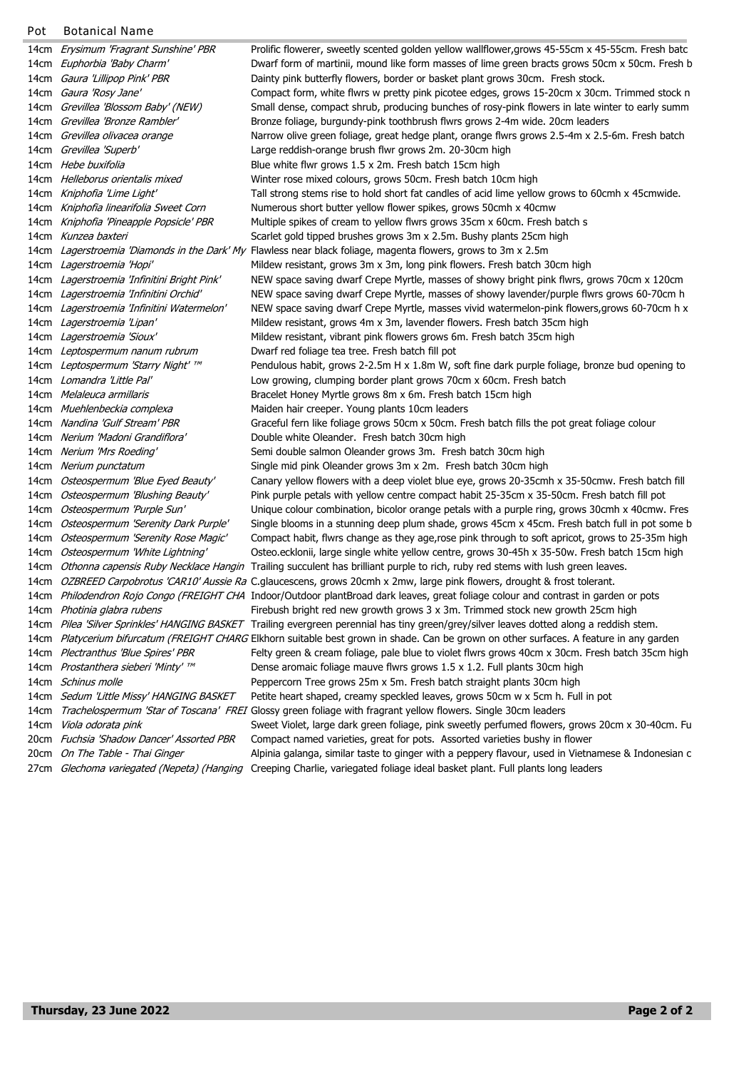| Pot | Botanical Name | |
|---|---|---|
| 14cm | *Erysimum 'Fragrant Sunshine' PBR* | Prolific flowerer, sweetly scented golden yellow wallflower,grows 45-55cm x 45-55cm. Fresh batc |
| 14cm | *Euphorbia 'Baby Charm'* | Dwarf form of martinii, mound like form masses of lime green bracts grows 50cm x 50cm. Fresh b |
| 14cm | *Gaura 'Lillipop Pink' PBR* | Dainty pink butterfly flowers, border or basket plant grows 30cm. Fresh stock. |
| 14cm | *Gaura 'Rosy Jane'* | Compact form, white flwrs w pretty pink picotee edges, grows 15-20cm x 30cm. Trimmed stock n |
| 14cm | *Grevillea 'Blossom Baby' (NEW)* | Small dense, compact shrub, producing bunches of rosy-pink flowers in late winter to early summ |
| 14cm | *Grevillea 'Bronze Rambler'* | Bronze foliage, burgundy-pink toothbrush flwrs grows 2-4m wide. 20cm leaders |
| 14cm | *Grevillea olivacea orange* | Narrow olive green foliage, great hedge plant, orange flwrs grows 2.5-4m x 2.5-6m. Fresh batch |
| 14cm | *Grevillea 'Superb'* | Large reddish-orange brush flwr grows 2m. 20-30cm high |
| 14cm | *Hebe buxifolia* | Blue white flwr grows 1.5 x 2m. Fresh batch 15cm high |
| 14cm | *Helleborus orientalis mixed* | Winter rose mixed colours, grows 50cm. Fresh batch 10cm high |
| 14cm | *Kniphofia 'Lime Light'* | Tall strong stems rise to hold short fat candles of acid lime yellow grows to 60cmh x 45cmwide. |
| 14cm | *Kniphofia linearifolia Sweet Corn* | Numerous short butter yellow flower spikes, grows 50cmh x 40cmw |
| 14cm | *Kniphofia 'Pineapple Popsicle' PBR* | Multiple spikes of cream to yellow flwrs grows 35cm x 60cm. Fresh batch s |
| 14cm | *Kunzea baxteri* | Scarlet gold tipped brushes grows 3m x 2.5m. Bushy plants 25cm high |
| 14cm | *Lagerstroemia 'Diamonds in the Dark' My* | Flawless near black foliage, magenta flowers, grows to 3m x 2.5m |
| 14cm | *Lagerstroemia 'Hopi'* | Mildew resistant, grows 3m x 3m, long pink flowers. Fresh batch 30cm high |
| 14cm | *Lagerstroemia 'Infinitini Bright Pink'* | NEW space saving dwarf Crepe Myrtle, masses of showy bright pink flwrs, grows 70cm x 120cm |
| 14cm | *Lagerstroemia 'Infinitini Orchid'* | NEW space saving dwarf Crepe Myrtle, masses of showy lavender/purple flwrs grows 60-70cm h |
| 14cm | *Lagerstroemia 'Infinitini Watermelon'* | NEW space saving dwarf Crepe Myrtle, masses vivid watermelon-pink flowers,grows 60-70cm h x |
| 14cm | *Lagerstroemia 'Lipan'* | Mildew resistant, grows 4m x 3m, lavender flowers. Fresh batch 35cm high |
| 14cm | *Lagerstroemia 'Sioux'* | Mildew resistant, vibrant pink flowers grows 6m. Fresh batch 35cm high |
| 14cm | *Leptospermum nanum rubrum* | Dwarf red foliage tea tree. Fresh batch fill pot |
| 14cm | *Leptospermum 'Starry Night' ™* | Pendulous habit, grows 2-2.5m H x 1.8m W, soft fine dark purple foliage, bronze bud opening to |
| 14cm | *Lomandra 'Little Pal'* | Low growing, clumping border plant grows 70cm x 60cm. Fresh batch |
| 14cm | *Melaleuca armillaris* | Bracelet Honey Myrtle grows 8m x 6m. Fresh batch 15cm high |
| 14cm | *Muehlenbeckia complexa* | Maiden hair creeper. Young plants 10cm leaders |
| 14cm | *Nandina 'Gulf Stream' PBR* | Graceful fern like foliage grows 50cm x 50cm. Fresh batch fills the pot great foliage colour |
| 14cm | *Nerium 'Madoni Grandiflora'* | Double white Oleander. Fresh batch 30cm high |
| 14cm | *Nerium 'Mrs Roeding'* | Semi double salmon Oleander grows 3m. Fresh batch 30cm high |
| 14cm | *Nerium punctatum* | Single mid pink Oleander grows 3m x 2m. Fresh batch 30cm high |
| 14cm | *Osteospermum 'Blue Eyed Beauty'* | Canary yellow flowers with a deep violet blue eye, grows 20-35cmh x 35-50cmw. Fresh batch fill |
| 14cm | *Osteospermum 'Blushing Beauty'* | Pink purple petals with yellow centre compact habit 25-35cm x 35-50cm. Fresh batch fill pot |
| 14cm | *Osteospermum 'Purple Sun'* | Unique colour combination, bicolor orange petals with a purple ring, grows 30cmh x 40cmw. Fres |
| 14cm | *Osteospermum 'Serenity Dark Purple'* | Single blooms in a stunning deep plum shade, grows 45cm x 45cm. Fresh batch full in pot some b |
| 14cm | *Osteospermum 'Serenity Rose Magic'* | Compact habit, flwrs change as they age,rose pink through to soft apricot, grows to 25-35m high |
| 14cm | *Osteospermum 'White Lightning'* | Osteo.ecklonii, large single white yellow centre, grows 30-45h x 35-50w. Fresh batch 15cm high |
| 14cm | *Othonna capensis Ruby Necklace Hangin* | Trailing succulent has brilliant purple to rich, ruby red stems with lush green leaves. |
| 14cm | *OZBREED Carpobrotus 'CAR10' Aussie Ra* | C.glaucescens, grows 20cmh x 2mw, large pink flowers, drought & frost tolerant. |
| 14cm | *Philodendron Rojo Congo (FREIGHT CHA* | Indoor/Outdoor plantBroad dark leaves, great foliage colour and contrast in garden or pots |
| 14cm | *Photinia glabra rubens* | Firebush bright red new growth grows 3 x 3m. Trimmed stock new growth 25cm high |
| 14cm | *Pilea 'Silver Sprinkles' HANGING BASKET* | Trailing evergreen perennial has tiny green/grey/silver leaves dotted along a reddish stem. |
| 14cm | *Platycerium bifurcatum (FREIGHT CHARG* | Elkhorn suitable best grown in shade. Can be grown on other surfaces. A feature in any garden |
| 14cm | *Plectranthus 'Blue Spires' PBR* | Felty green & cream foliage, pale blue to violet flwrs grows 40cm x 30cm. Fresh batch 35cm high |
| 14cm | *Prostanthera sieberi 'Minty' ™* | Dense aromaic foliage mauve flwrs grows 1.5 x 1.2. Full plants 30cm high |
| 14cm | *Schinus molle* | Peppercorn Tree grows 25m x 5m. Fresh batch straight plants 30cm high |
| 14cm | *Sedum 'Little Missy' HANGING BASKET* | Petite heart shaped, creamy speckled leaves, grows 50cm w x 5cm h. Full in pot |
| 14cm | *Trachelospermum 'Star of Toscana' FREI* | Glossy green foliage with fragrant yellow flowers. Single 30cm leaders |
| 14cm | *Viola odorata pink* | Sweet Violet, large dark green foliage, pink sweetly perfumed flowers, grows 20cm x 30-40cm. Fu |
| 20cm | *Fuchsia 'Shadow Dancer' Assorted PBR* | Compact named varieties, great for pots. Assorted varieties bushy in flower |
| 20cm | *On The Table - Thai Ginger* | Alpinia galanga, similar taste to ginger with a peppery flavour, used in Vietnamese & Indonesian c |
| 27cm | *Glechoma variegated (Nepeta) (Hanging* | Creeping Charlie, variegated foliage ideal basket plant. Full plants long leaders |